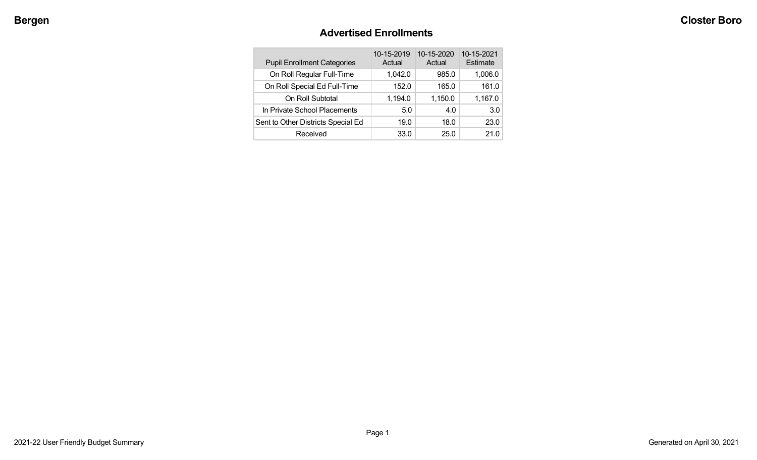# Advertised Enrollments

| Pupil Enrollment Categories | 10-15-2019 Actual | 10-15-2020 Actual | 10-15-2021 Estimate |
|---|---|---|---|
| On Roll Regular Full-Time | 1,042.0 | 985.0 | 1,006.0 |
| On Roll Special Ed Full-Time | 152.0 | 165.0 | 161.0 |
| On Roll Subtotal | 1,194.0 | 1,150.0 | 1,167.0 |
| In Private School Placements | 5.0 | 4.0 | 3.0 |
| Sent to Other Districts Special Ed | 19.0 | 18.0 | 23.0 |
| Received | 33.0 | 25.0 | 21.0 |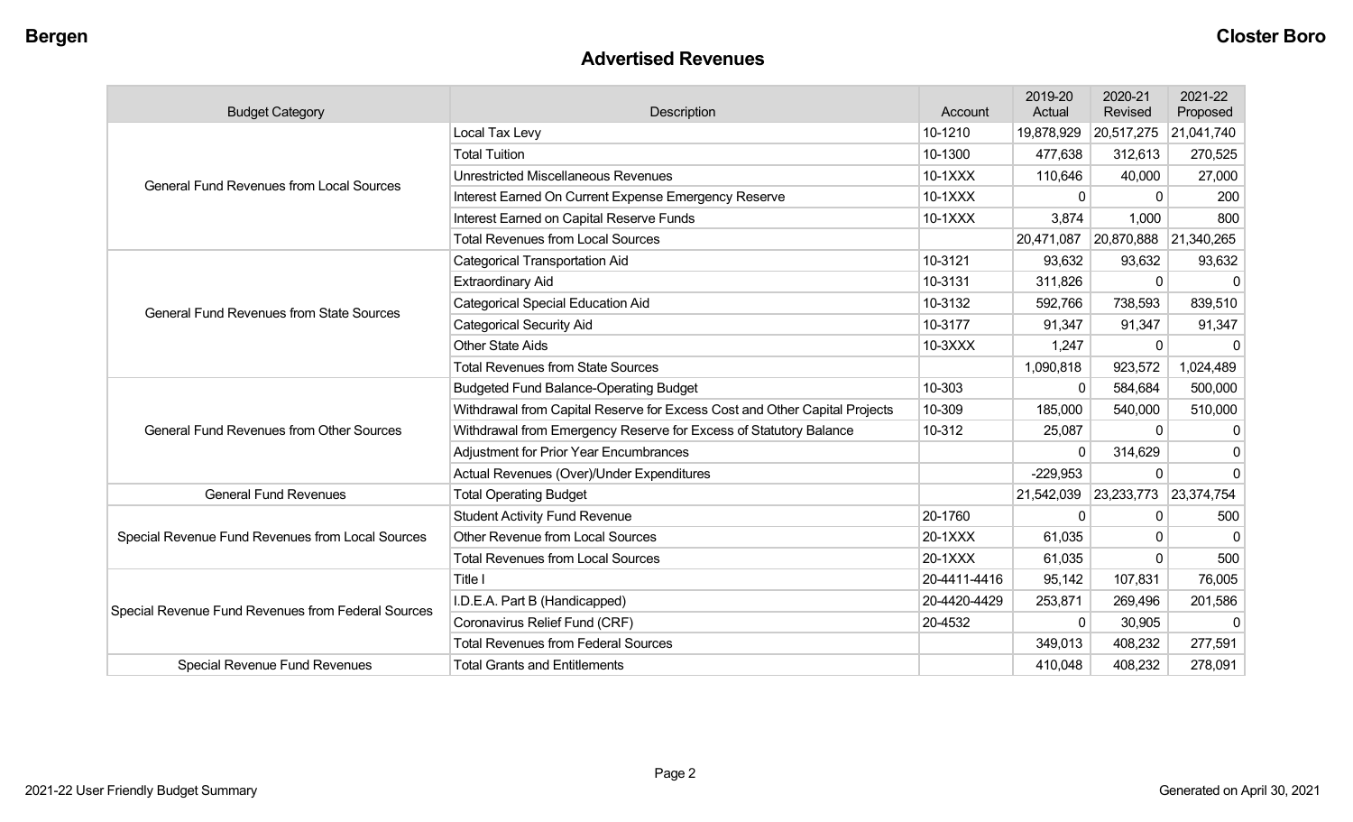## Advertised Revenues

| Budget Category | Description | Account | 2019-20 Actual | 2020-21 Revised | 2021-22 Proposed |
|---|---|---|---|---|---|
| General Fund Revenues from Local Sources | Local Tax Levy | 10-1210 | 19,878,929 | 20,517,275 | 21,041,740 |
| | Total Tuition | 10-1300 | 477,638 | 312,613 | 270,525 |
| | Unrestricted Miscellaneous Revenues | 10-1XXX | 110,646 | 40,000 | 27,000 |
| | Interest Earned On Current Expense Emergency Reserve | 10-1XXX | 0 | 0 | 200 |
| | Interest Earned on Capital Reserve Funds | 10-1XXX | 3,874 | 1,000 | 800 |
| | Total Revenues from Local Sources | | 20,471,087 | 20,870,888 | 21,340,265 |
| General Fund Revenues from State Sources | Categorical Transportation Aid | 10-3121 | 93,632 | 93,632 | 93,632 |
| | Extraordinary Aid | 10-3131 | 311,826 | 0 | 0 |
| | Categorical Special Education Aid | 10-3132 | 592,766 | 738,593 | 839,510 |
| | Categorical Security Aid | 10-3177 | 91,347 | 91,347 | 91,347 |
| | Other State Aids | 10-3XXX | 1,247 | 0 | 0 |
| | Total Revenues from State Sources | | 1,090,818 | 923,572 | 1,024,489 |
| General Fund Revenues from Other Sources | Budgeted Fund Balance-Operating Budget | 10-303 | 0 | 584,684 | 500,000 |
| | Withdrawal from Capital Reserve for Excess Cost and Other Capital Projects | 10-309 | 185,000 | 540,000 | 510,000 |
| | Withdrawal from Emergency Reserve for Excess of Statutory Balance | 10-312 | 25,087 | 0 | 0 |
| | Adjustment for Prior Year Encumbrances | | 0 | 314,629 | 0 |
| | Actual Revenues (Over)/Under Expenditures | | -229,953 | 0 | 0 |
| General Fund Revenues | Total Operating Budget | | 21,542,039 | 23,233,773 | 23,374,754 |
| Special Revenue Fund Revenues from Local Sources | Student Activity Fund Revenue | 20-1760 | 0 | 0 | 500 |
| | Other Revenue from Local Sources | 20-1XXX | 61,035 | 0 | 0 |
| | Total Revenues from Local Sources | 20-1XXX | 61,035 | 0 | 500 |
| Special Revenue Fund Revenues from Federal Sources | Title I | 20-4411-4416 | 95,142 | 107,831 | 76,005 |
| | I.D.E.A. Part B (Handicapped) | 20-4420-4429 | 253,871 | 269,496 | 201,586 |
| | Coronavirus Relief Fund (CRF) | 20-4532 | 0 | 30,905 | 0 |
| | Total Revenues from Federal Sources | | 349,013 | 408,232 | 277,591 |
| Special Revenue Fund Revenues | Total Grants and Entitlements | | 410,048 | 408,232 | 278,091 |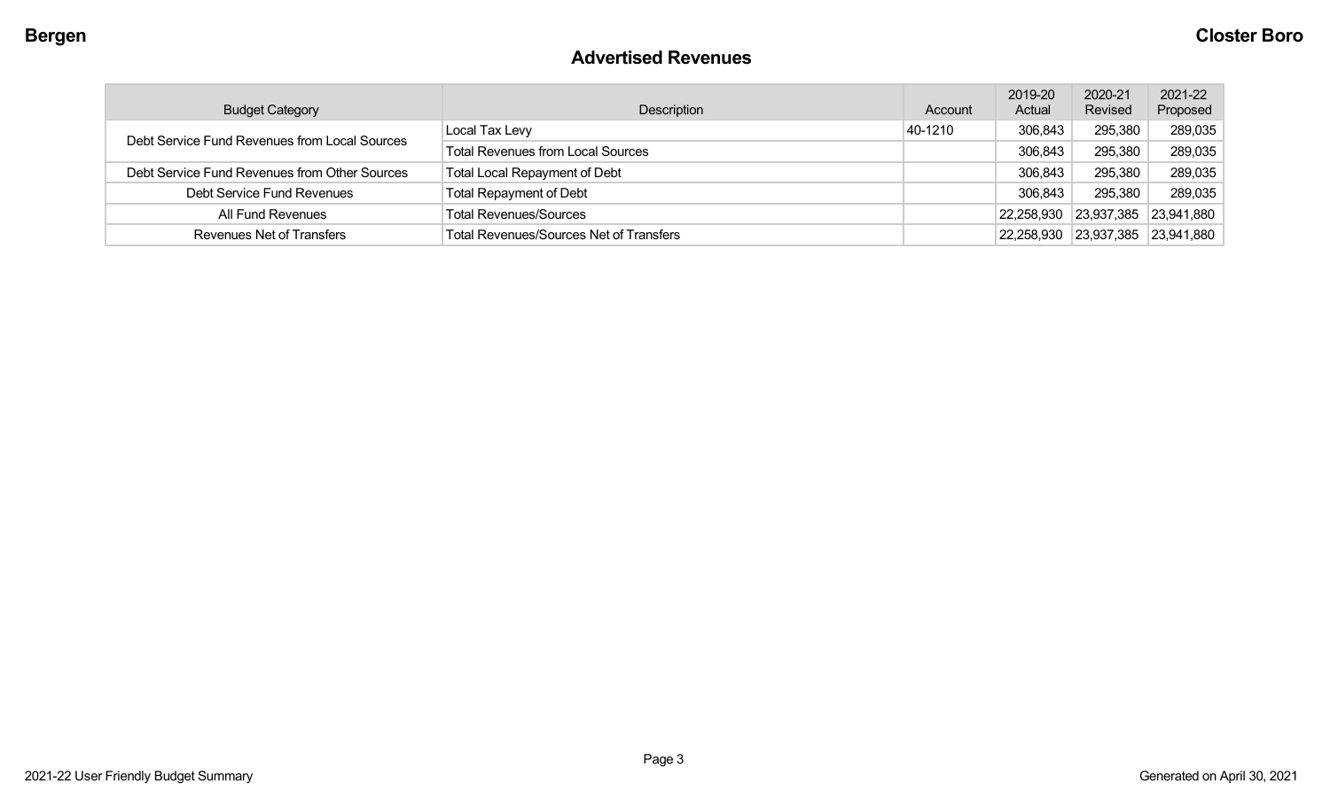## Advertised Revenues

| Budget Category | Description | Account | 2019-20 Actual | 2020-21 Revised | 2021-22 Proposed |
|---|---|---|---|---|---|
| Debt Service Fund Revenues from Local Sources | Local Tax Levy | 40-1210 | 306,843 | 295,380 | 289,035 |
| | Total Revenues from Local Sources | | 306,843 | 295,380 | 289,035 |
| Debt Service Fund Revenues from Other Sources | Total Local Repayment of Debt | | 306,843 | 295,380 | 289,035 |
| Debt Service Fund Revenues | Total Repayment of Debt | | 306,843 | 295,380 | 289,035 |
| All Fund Revenues | Total Revenues/Sources | | 22,258,930 | 23,937,385 | 23,941,880 |
| Revenues Net of Transfers | Total Revenues/Sources Net of Transfers | | 22,258,930 | 23,937,385 | 23,941,880 |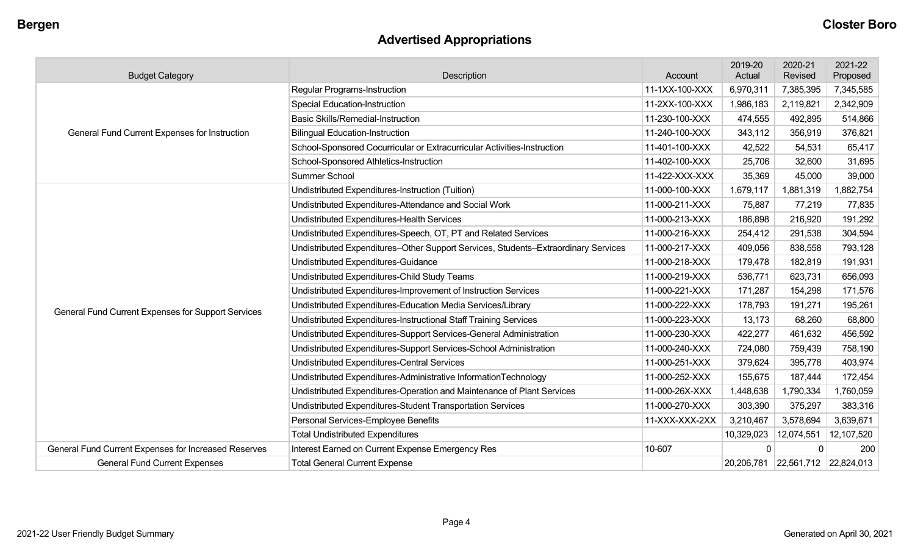## Advertised Appropriations

| Budget Category | Description | Account | 2019-20 Actual | 2020-21 Revised | 2021-22 Proposed |
|---|---|---|---|---|---|
| General Fund Current Expenses for Instruction | Regular Programs-Instruction | 11-1XX-100-XXX | 6,970,311 | 7,385,395 | 7,345,585 |
| | Special Education-Instruction | 11-2XX-100-XXX | 1,986,183 | 2,119,821 | 2,342,909 |
| | Basic Skills/Remedial-Instruction | 11-230-100-XXX | 474,555 | 492,895 | 514,866 |
| | Bilingual Education-Instruction | 11-240-100-XXX | 343,112 | 356,919 | 376,821 |
| | School-Sponsored Cocurricular or Extracurricular Activities-Instruction | 11-401-100-XXX | 42,522 | 54,531 | 65,417 |
| | School-Sponsored Athletics-Instruction | 11-402-100-XXX | 25,706 | 32,600 | 31,695 |
| | Summer School | 11-422-XXX-XXX | 35,369 | 45,000 | 39,000 |
| General Fund Current Expenses for Support Services | Undistributed Expenditures-Instruction (Tuition) | 11-000-100-XXX | 1,679,117 | 1,881,319 | 1,882,754 |
| | Undistributed Expenditures-Attendance and Social Work | 11-000-211-XXX | 75,887 | 77,219 | 77,835 |
| | Undistributed Expenditures-Health Services | 11-000-213-XXX | 186,898 | 216,920 | 191,292 |
| | Undistributed Expenditures-Speech, OT, PT and Related Services | 11-000-216-XXX | 254,412 | 291,538 | 304,594 |
| | Undistributed Expenditures–Other Support Services, Students–Extraordinary Services | 11-000-217-XXX | 409,056 | 838,558 | 793,128 |
| | Undistributed Expenditures-Guidance | 11-000-218-XXX | 179,478 | 182,819 | 191,931 |
| | Undistributed Expenditures-Child Study Teams | 11-000-219-XXX | 536,771 | 623,731 | 656,093 |
| | Undistributed Expenditures-Improvement of Instruction Services | 11-000-221-XXX | 171,287 | 154,298 | 171,576 |
| | Undistributed Expenditures-Education Media Services/Library | 11-000-222-XXX | 178,793 | 191,271 | 195,261 |
| | Undistributed Expenditures-Instructional Staff Training Services | 11-000-223-XXX | 13,173 | 68,260 | 68,800 |
| | Undistributed Expenditures-Support Services-General Administration | 11-000-230-XXX | 422,277 | 461,632 | 456,592 |
| | Undistributed Expenditures-Support Services-School Administration | 11-000-240-XXX | 724,080 | 759,439 | 758,190 |
| | Undistributed Expenditures-Central Services | 11-000-251-XXX | 379,624 | 395,778 | 403,974 |
| | Undistributed Expenditures-Administrative InformationTechnology | 11-000-252-XXX | 155,675 | 187,444 | 172,454 |
| | Undistributed Expenditures-Operation and Maintenance of Plant Services | 11-000-26X-XXX | 1,448,638 | 1,790,334 | 1,760,059 |
| | Undistributed Expenditures-Student Transportation Services | 11-000-270-XXX | 303,390 | 375,297 | 383,316 |
| | Personal Services-Employee Benefits | 11-XXX-XXX-2XX | 3,210,467 | 3,578,694 | 3,639,671 |
| | Total Undistributed Expenditures | | 10,329,023 | 12,074,551 | 12,107,520 |
| General Fund Current Expenses for Increased Reserves | Interest Earned on Current Expense Emergency Res | 10-607 | 0 | 0 | 200 |
| General Fund Current Expenses | Total General Current Expense | | 20,206,781 | 22,561,712 | 22,824,013 |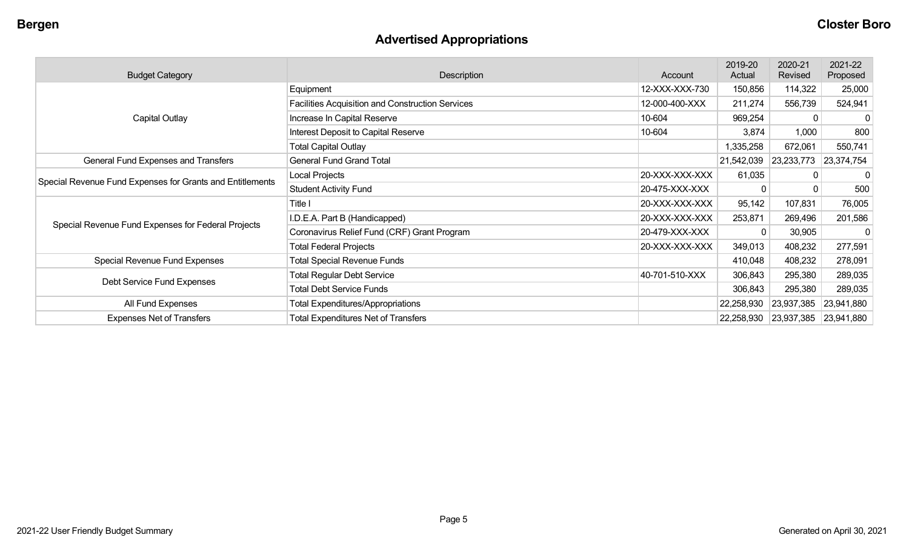## Advertised Appropriations

| Budget Category | Description | Account | 2019-20 Actual | 2020-21 Revised | 2021-22 Proposed |
|---|---|---|---|---|---|
| Capital Outlay | Equipment | 12-XXX-XXX-730 | 150,856 | 114,322 | 25,000 |
| | Facilities Acquisition and Construction Services | 12-000-400-XXX | 211,274 | 556,739 | 524,941 |
| | Increase In Capital Reserve | 10-604 | 969,254 | 0 | 0 |
| | Interest Deposit to Capital Reserve | 10-604 | 3,874 | 1,000 | 800 |
| | Total Capital Outlay | | 1,335,258 | 672,061 | 550,741 |
| General Fund Expenses and Transfers | General Fund Grand Total | | 21,542,039 | 23,233,773 | 23,374,754 |
| Special Revenue Fund Expenses for Grants and Entitlements | Local Projects | 20-XXX-XXX-XXX | 61,035 | 0 | 0 |
| | Student Activity Fund | 20-475-XXX-XXX | 0 | 0 | 500 |
| Special Revenue Fund Expenses for Federal Projects | Title I | 20-XXX-XXX-XXX | 95,142 | 107,831 | 76,005 |
| | I.D.E.A. Part B (Handicapped) | 20-XXX-XXX-XXX | 253,871 | 269,496 | 201,586 |
| | Coronavirus Relief Fund (CRF) Grant Program | 20-479-XXX-XXX | 0 | 30,905 | 0 |
| | Total Federal Projects | 20-XXX-XXX-XXX | 349,013 | 408,232 | 277,591 |
| Special Revenue Fund Expenses | Total Special Revenue Funds | | 410,048 | 408,232 | 278,091 |
| Debt Service Fund Expenses | Total Regular Debt Service | 40-701-510-XXX | 306,843 | 295,380 | 289,035 |
| | Total Debt Service Funds | | 306,843 | 295,380 | 289,035 |
| All Fund Expenses | Total Expenditures/Appropriations | | 22,258,930 | 23,937,385 | 23,941,880 |
| Expenses Net of Transfers | Total Expenditures Net of Transfers | | 22,258,930 | 23,937,385 | 23,941,880 |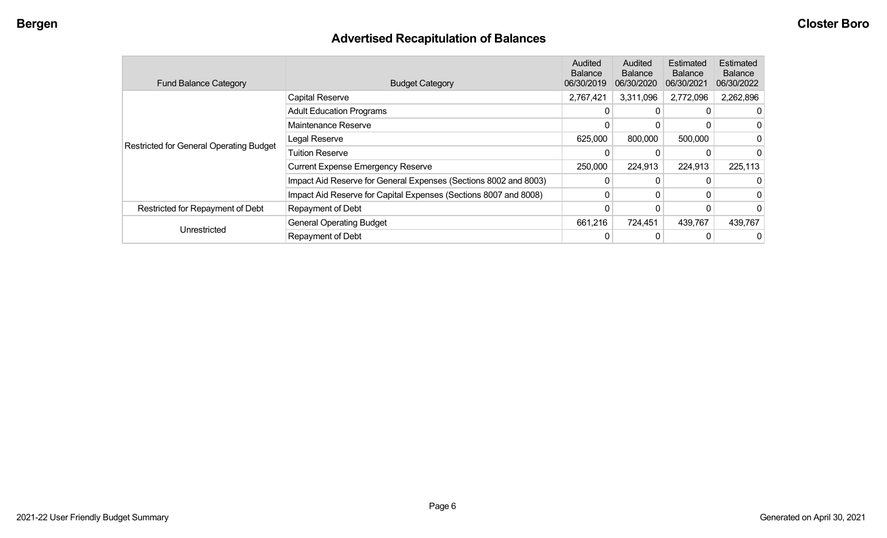# Advertised Recapitulation of Balances

| Fund Balance Category | Budget Category | Audited Balance 06/30/2019 | Audited Balance 06/30/2020 | Estimated Balance 06/30/2021 | Estimated Balance 06/30/2022 |
|---|---|---|---|---|---|
| Restricted for General Operating Budget | Capital Reserve | 2,767,421 | 3,311,096 | 2,772,096 | 2,262,896 |
| | Adult Education Programs | 0 | 0 | 0 | 0 |
| | Maintenance Reserve | 0 | 0 | 0 | 0 |
| | Legal Reserve | 625,000 | 800,000 | 500,000 | 0 |
| | Tuition Reserve | 0 | 0 | 0 | 0 |
| | Current Expense Emergency Reserve | 250,000 | 224,913 | 224,913 | 225,113 |
| | Impact Aid Reserve for General Expenses (Sections 8002 and 8003) | 0 | 0 | 0 | 0 |
| | Impact Aid Reserve for Capital Expenses (Sections 8007 and 8008) | 0 | 0 | 0 | 0 |
| Restricted for Repayment of Debt | Repayment of Debt | 0 | 0 | 0 | 0 |
| Unrestricted | General Operating Budget | 661,216 | 724,451 | 439,767 | 439,767 |
| | Repayment of Debt | 0 | 0 | 0 | 0 |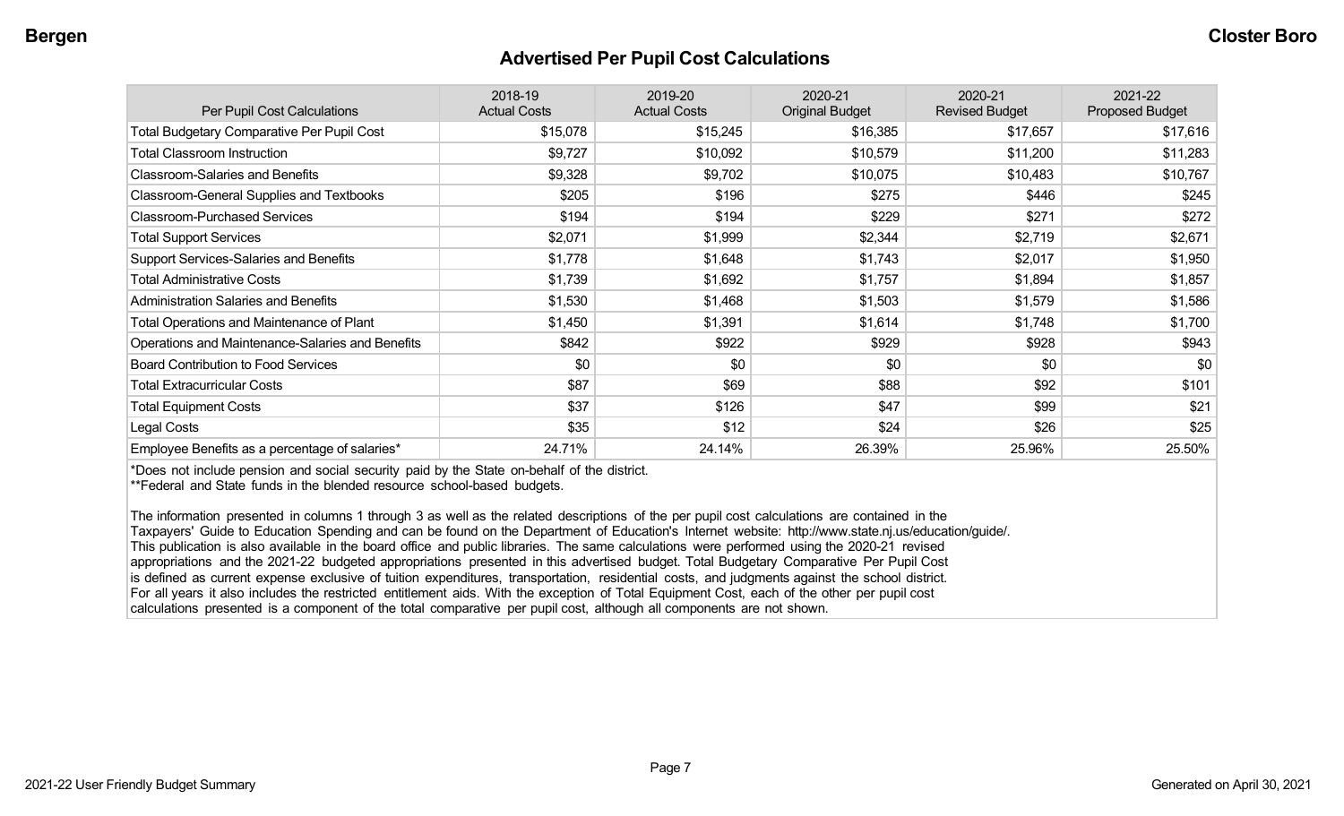## Advertised Per Pupil Cost Calculations

| Per Pupil Cost Calculations | 2018-19 Actual Costs | 2019-20 Actual Costs | 2020-21 Original Budget | 2020-21 Revised Budget | 2021-22 Proposed Budget |
|---|---|---|---|---|---|
| Total Budgetary Comparative Per Pupil Cost | $15,078 | $15,245 | $16,385 | $17,657 | $17,616 |
| Total Classroom Instruction | $9,727 | $10,092 | $10,579 | $11,200 | $11,283 |
| Classroom-Salaries and Benefits | $9,328 | $9,702 | $10,075 | $10,483 | $10,767 |
| Classroom-General Supplies and Textbooks | $205 | $196 | $275 | $446 | $245 |
| Classroom-Purchased Services | $194 | $194 | $229 | $271 | $272 |
| Total Support Services | $2,071 | $1,999 | $2,344 | $2,719 | $2,671 |
| Support Services-Salaries and Benefits | $1,778 | $1,648 | $1,743 | $2,017 | $1,950 |
| Total Administrative Costs | $1,739 | $1,692 | $1,757 | $1,894 | $1,857 |
| Administration Salaries and Benefits | $1,530 | $1,468 | $1,503 | $1,579 | $1,586 |
| Total Operations and Maintenance of Plant | $1,450 | $1,391 | $1,614 | $1,748 | $1,700 |
| Operations and Maintenance-Salaries and Benefits | $842 | $922 | $929 | $928 | $943 |
| Board Contribution to Food Services | $0 | $0 | $0 | $0 | $0 |
| Total Extracurricular Costs | $87 | $69 | $88 | $92 | $101 |
| Total Equipment Costs | $37 | $126 | $47 | $99 | $21 |
| Legal Costs | $35 | $12 | $24 | $26 | $25 |
| Employee Benefits as a percentage of salaries* | 24.71% | 24.14% | 26.39% | 25.96% | 25.50% |

*Does not include pension and social security paid by the State on-behalf of the district.
**Federal and State funds in the blended resource school-based budgets.

The information presented in columns 1 through 3 as well as the related descriptions of the per pupil cost calculations are contained in the Taxpayers' Guide to Education Spending and can be found on the Department of Education's Internet website: http://www.state.nj.us/education/guide/. This publication is also available in the board office and public libraries. The same calculations were performed using the 2020-21 revised appropriations and the 2021-22 budgeted appropriations presented in this advertised budget. Total Budgetary Comparative Per Pupil Cost is defined as current expense exclusive of tuition expenditures, transportation, residential costs, and judgments against the school district. For all years it also includes the restricted entitlement aids. With the exception of Total Equipment Cost, each of the other per pupil cost calculations presented is a component of the total comparative per pupil cost, although all components are not shown.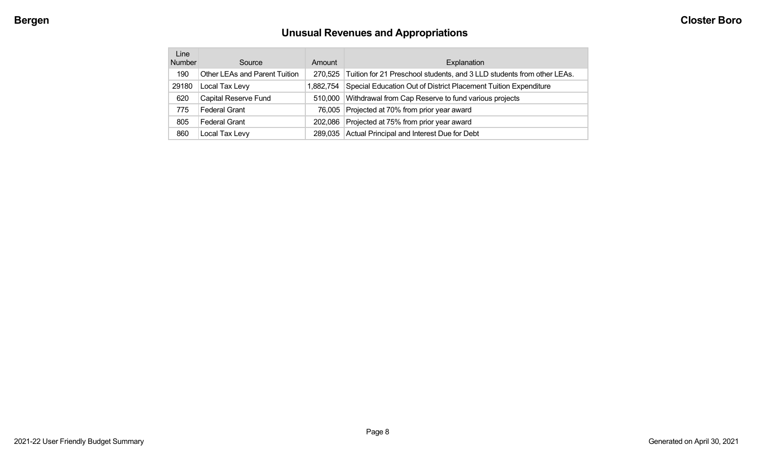## Unusual Revenues and Appropriations

| Line Number | Source | Amount | Explanation |
|---|---|---|---|
| 190 | Other LEAs and Parent Tuition | 270,525 | Tuition for 21 Preschool students, and 3 LLD students from other LEAs. |
| 29180 | Local Tax Levy | 1,882,754 | Special Education Out of District Placement Tuition Expenditure |
| 620 | Capital Reserve Fund | 510,000 | Withdrawal from Cap Reserve to fund various projects |
| 775 | Federal Grant | 76,005 | Projected at 70% from prior year award |
| 805 | Federal Grant | 202,086 | Projected at 75% from prior year award |
| 860 | Local Tax Levy | 289,035 | Actual Principal and Interest Due for Debt |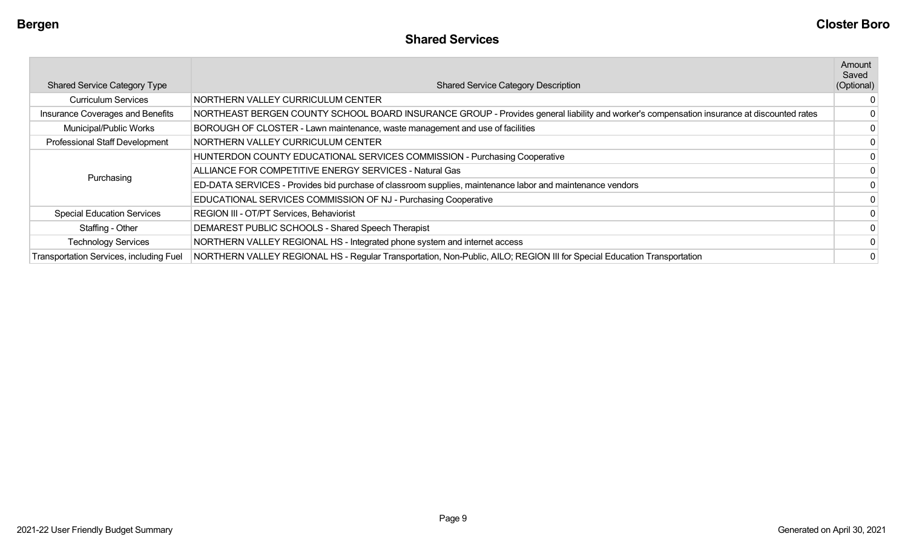## Shared Services

| Shared Service Category Type | Shared Service Category Description | Amount Saved (Optional) |
|---|---|---|
| Curriculum Services | NORTHERN VALLEY CURRICULUM CENTER | 0 |
| Insurance Coverages and Benefits | NORTHEAST BERGEN COUNTY SCHOOL BOARD INSURANCE GROUP - Provides general liability and worker's compensation insurance at discounted rates | 0 |
| Municipal/Public Works | BOROUGH OF CLOSTER - Lawn maintenance, waste management and use of facilities | 0 |
| Professional Staff Development | NORTHERN VALLEY CURRICULUM CENTER | 0 |
| Purchasing | HUNTERDON COUNTY EDUCATIONAL SERVICES COMMISSION - Purchasing Cooperative | 0 |
| | ALLIANCE FOR COMPETITIVE ENERGY SERVICES - Natural Gas | 0 |
| | ED-DATA SERVICES - Provides bid purchase of classroom supplies, maintenance labor and maintenance vendors | 0 |
| | EDUCATIONAL SERVICES COMMISSION OF NJ - Purchasing Cooperative | 0 |
| Special Education Services | REGION III - OT/PT Services, Behaviorist | 0 |
| Staffing - Other | DEMAREST PUBLIC SCHOOLS - Shared Speech Therapist | 0 |
| Technology Services | NORTHERN VALLEY REGIONAL HS - Integrated phone system and internet access | 0 |
| Transportation Services, including Fuel | NORTHERN VALLEY REGIONAL HS - Regular Transportation, Non-Public, AILO; REGION III for Special Education Transportation | 0 |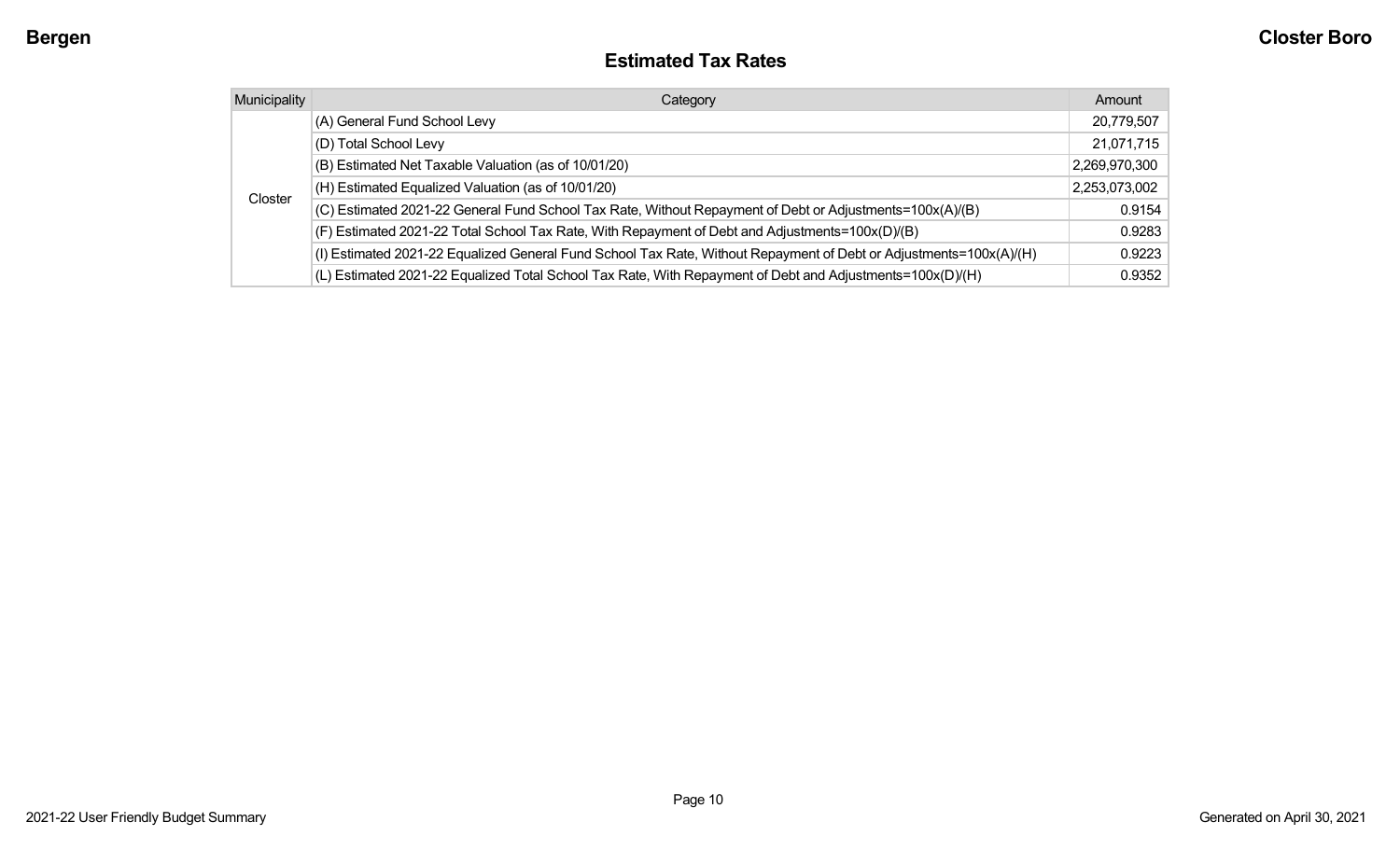## Estimated Tax Rates

| Municipality | Category | Amount |
|---|---|---|
| Closter | (A) General Fund School Levy | 20,779,507 |
| | (D) Total School Levy | 21,071,715 |
| | (B) Estimated Net Taxable Valuation (as of 10/01/20) | 2,269,970,300 |
| | (H) Estimated Equalized Valuation (as of 10/01/20) | 2,253,073,002 |
| | (C) Estimated 2021-22 General Fund School Tax Rate, Without Repayment of Debt or Adjustments=100x(A)/(B) | 0.9154 |
| | (F) Estimated 2021-22 Total School Tax Rate, With Repayment of Debt and Adjustments=100x(D)/(B) | 0.9283 |
| | (I) Estimated 2021-22 Equalized General Fund School Tax Rate, Without Repayment of Debt or Adjustments=100x(A)/(H) | 0.9223 |
| | (L) Estimated 2021-22 Equalized Total School Tax Rate, With Repayment of Debt and Adjustments=100x(D)/(H) | 0.9352 |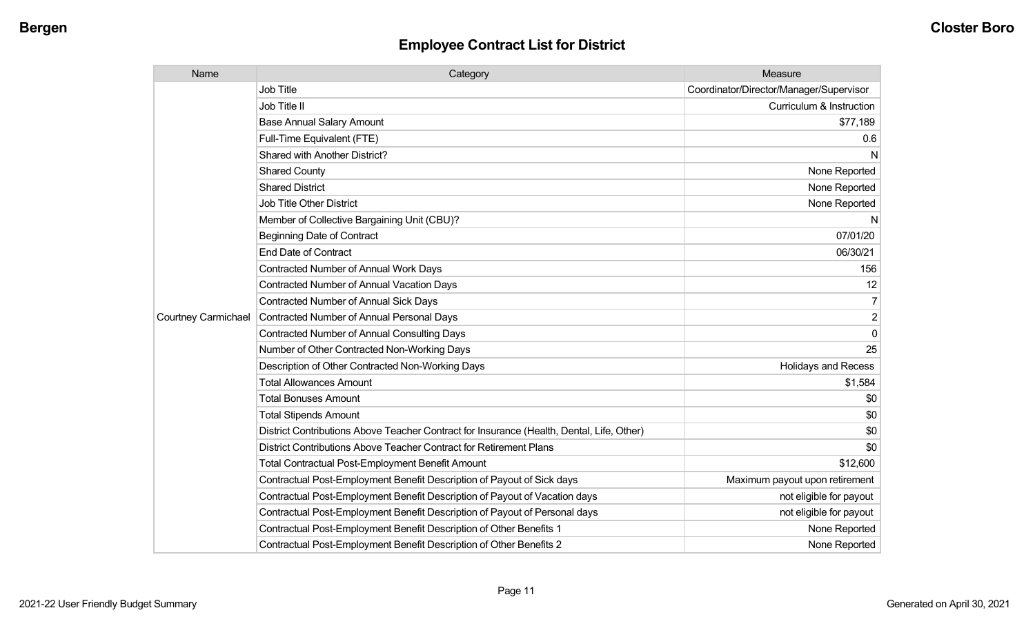## Employee Contract List for District

| Name | Category | Measure |
|---|---|---|
| Courtney Carmichael | Job Title | Coordinator/Director/Manager/Supervisor |
| | Job Title II | Curriculum & Instruction |
| | Base Annual Salary Amount | $77,189 |
| | Full-Time Equivalent (FTE) | 0.6 |
| | Shared with Another District? | N |
| | Shared County | None Reported |
| | Shared District | None Reported |
| | Job Title Other District | None Reported |
| | Member of Collective Bargaining Unit (CBU)? | N |
| | Beginning Date of Contract | 07/01/20 |
| | End Date of Contract | 06/30/21 |
| | Contracted Number of Annual Work Days | 156 |
| | Contracted Number of Annual Vacation Days | 12 |
| | Contracted Number of Annual Sick Days | 7 |
| | Contracted Number of Annual Personal Days | 2 |
| | Contracted Number of Annual Consulting Days | 0 |
| | Number of Other Contracted Non-Working Days | 25 |
| | Description of Other Contracted Non-Working Days | Holidays and Recess |
| | Total Allowances Amount | $1,584 |
| | Total Bonuses Amount | $0 |
| | Total Stipends Amount | $0 |
| | District Contributions Above Teacher Contract for Insurance (Health, Dental, Life, Other) | $0 |
| | District Contributions Above Teacher Contract for Retirement Plans | $0 |
| | Total Contractual Post-Employment Benefit Amount | $12,600 |
| | Contractual Post-Employment Benefit Description of Payout of Sick days | Maximum payout upon retirement |
| | Contractual Post-Employment Benefit Description of Payout of Vacation days | not eligible for payout |
| | Contractual Post-Employment Benefit Description of Payout of Personal days | not eligible for payout |
| | Contractual Post-Employment Benefit Description of Other Benefits 1 | None Reported |
| | Contractual Post-Employment Benefit Description of Other Benefits 2 | None Reported |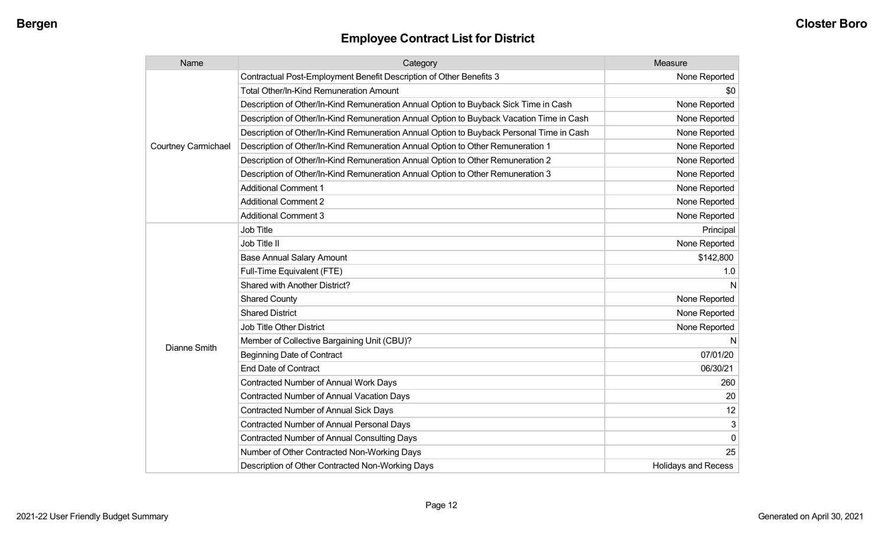## Employee Contract List for District

| Name | Category | Measure |
|---|---|---|
| Courtney Carmichael | Contractual Post-Employment Benefit Description of Other Benefits 3 | None Reported |
| | Total Other/In-Kind Remuneration Amount | $0 |
| | Description of Other/In-Kind Remuneration Annual Option to Buyback Sick Time in Cash | None Reported |
| | Description of Other/In-Kind Remuneration Annual Option to Buyback Vacation Time in Cash | None Reported |
| | Description of Other/In-Kind Remuneration Annual Option to Buyback Personal Time in Cash | None Reported |
| | Description of Other/In-Kind Remuneration Annual Option to Other Remuneration 1 | None Reported |
| | Description of Other/In-Kind Remuneration Annual Option to Other Remuneration 2 | None Reported |
| | Description of Other/In-Kind Remuneration Annual Option to Other Remuneration 3 | None Reported |
| | Additional Comment 1 | None Reported |
| | Additional Comment 2 | None Reported |
| | Additional Comment 3 | None Reported |
| Dianne Smith | Job Title | Principal |
| | Job Title II | None Reported |
| | Base Annual Salary Amount | $142,800 |
| | Full-Time Equivalent (FTE) | 1.0 |
| | Shared with Another District? | N |
| | Shared County | None Reported |
| | Shared District | None Reported |
| | Job Title Other District | None Reported |
| | Member of Collective Bargaining Unit (CBU)? | N |
| | Beginning Date of Contract | 07/01/20 |
| | End Date of Contract | 06/30/21 |
| | Contracted Number of Annual Work Days | 260 |
| | Contracted Number of Annual Vacation Days | 20 |
| | Contracted Number of Annual Sick Days | 12 |
| | Contracted Number of Annual Personal Days | 3 |
| | Contracted Number of Annual Consulting Days | 0 |
| | Number of Other Contracted Non-Working Days | 25 |
| | Description of Other Contracted Non-Working Days | Holidays and Recess |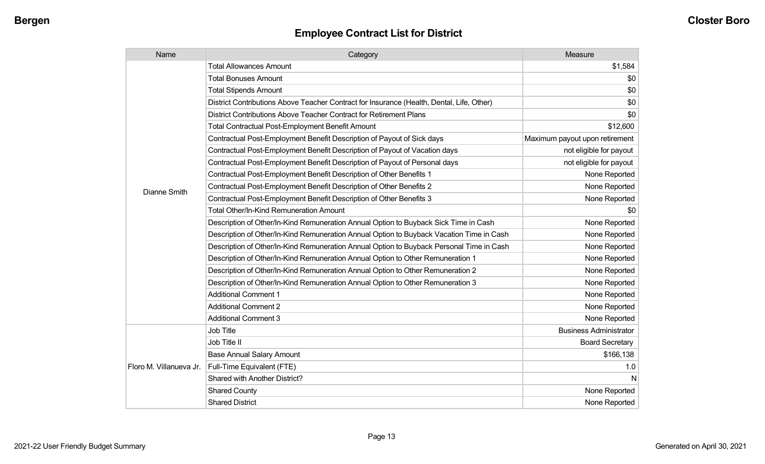## Employee Contract List for District

| Name | Category | Measure |
|---|---|---|
| Dianne Smith | Total Allowances Amount | $1,584 |
| | Total Bonuses Amount | $0 |
| | Total Stipends Amount | $0 |
| | District Contributions Above Teacher Contract for Insurance (Health, Dental, Life, Other) | $0 |
| | District Contributions Above Teacher Contract for Retirement Plans | $0 |
| | Total Contractual Post-Employment Benefit Amount | $12,600 |
| | Contractual Post-Employment Benefit Description of Payout of Sick days | Maximum payout upon retirement |
| | Contractual Post-Employment Benefit Description of Payout of Vacation days | not eligible for payout |
| | Contractual Post-Employment Benefit Description of Payout of Personal days | not eligible for payout |
| | Contractual Post-Employment Benefit Description of Other Benefits 1 | None Reported |
| | Contractual Post-Employment Benefit Description of Other Benefits 2 | None Reported |
| | Contractual Post-Employment Benefit Description of Other Benefits 3 | None Reported |
| | Total Other/In-Kind Remuneration Amount | $0 |
| | Description of Other/In-Kind Remuneration Annual Option to Buyback Sick Time in Cash | None Reported |
| | Description of Other/In-Kind Remuneration Annual Option to Buyback Vacation Time in Cash | None Reported |
| | Description of Other/In-Kind Remuneration Annual Option to Buyback Personal Time in Cash | None Reported |
| | Description of Other/In-Kind Remuneration Annual Option to Other Remuneration 1 | None Reported |
| | Description of Other/In-Kind Remuneration Annual Option to Other Remuneration 2 | None Reported |
| | Description of Other/In-Kind Remuneration Annual Option to Other Remuneration 3 | None Reported |
| | Additional Comment 1 | None Reported |
| | Additional Comment 2 | None Reported |
| | Additional Comment 3 | None Reported |
| Floro M. Villanueva Jr. | Job Title | Business Administrator |
| | Job Title II | Board Secretary |
| | Base Annual Salary Amount | $166,138 |
| | Full-Time Equivalent (FTE) | 1.0 |
| | Shared with Another District? | N |
| | Shared County | None Reported |
| | Shared District | None Reported |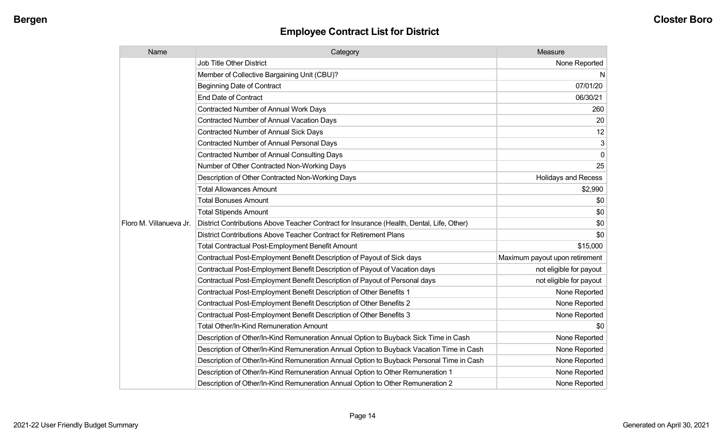## Employee Contract List for District

| Name | Category | Measure |
|---|---|---|
| Floro M. Villanueva Jr. | Job Title Other District | None Reported |
| | Member of Collective Bargaining Unit (CBU)? | N |
| | Beginning Date of Contract | 07/01/20 |
| | End Date of Contract | 06/30/21 |
| | Contracted Number of Annual Work Days | 260 |
| | Contracted Number of Annual Vacation Days | 20 |
| | Contracted Number of Annual Sick Days | 12 |
| | Contracted Number of Annual Personal Days | 3 |
| | Contracted Number of Annual Consulting Days | 0 |
| | Number of Other Contracted Non-Working Days | 25 |
| | Description of Other Contracted Non-Working Days | Holidays and Recess |
| | Total Allowances Amount | $2,990 |
| | Total Bonuses Amount | $0 |
| | Total Stipends Amount | $0 |
| | District Contributions Above Teacher Contract for Insurance (Health, Dental, Life, Other) | $0 |
| | District Contributions Above Teacher Contract for Retirement Plans | $0 |
| | Total Contractual Post-Employment Benefit Amount | $15,000 |
| | Contractual Post-Employment Benefit Description of Payout of Sick days | Maximum payout upon retirement |
| | Contractual Post-Employment Benefit Description of Payout of Vacation days | not eligible for payout |
| | Contractual Post-Employment Benefit Description of Payout of Personal days | not eligible for payout |
| | Contractual Post-Employment Benefit Description of Other Benefits 1 | None Reported |
| | Contractual Post-Employment Benefit Description of Other Benefits 2 | None Reported |
| | Contractual Post-Employment Benefit Description of Other Benefits 3 | None Reported |
| | Total Other/In-Kind Remuneration Amount | $0 |
| | Description of Other/In-Kind Remuneration Annual Option to Buyback Sick Time in Cash | None Reported |
| | Description of Other/In-Kind Remuneration Annual Option to Buyback Vacation Time in Cash | None Reported |
| | Description of Other/In-Kind Remuneration Annual Option to Buyback Personal Time in Cash | None Reported |
| | Description of Other/In-Kind Remuneration Annual Option to Other Remuneration 1 | None Reported |
| | Description of Other/In-Kind Remuneration Annual Option to Other Remuneration 2 | None Reported |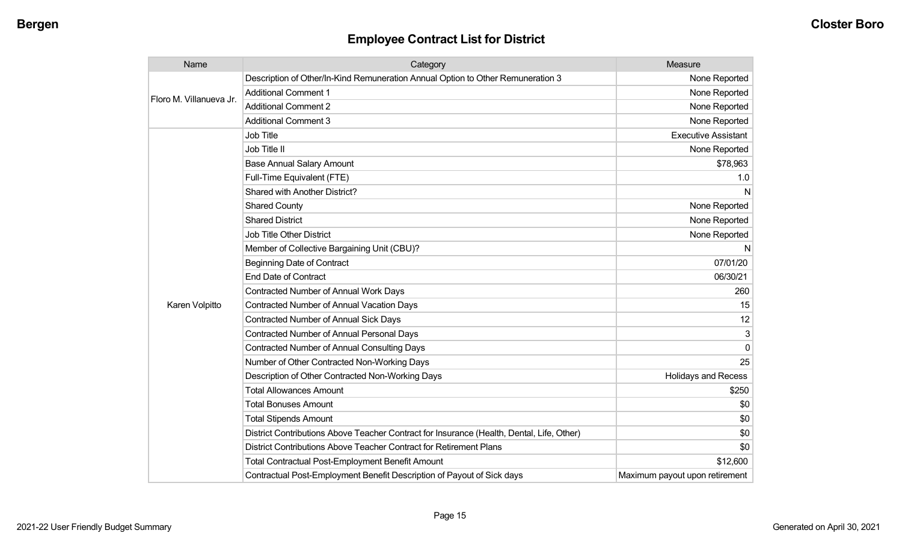## Employee Contract List for District

| Name | Category | Measure |
|---|---|---|
| Floro M. Villanueva Jr. | Description of Other/In-Kind Remuneration Annual Option to Other Remuneration 3 | None Reported |
| | Additional Comment 1 | None Reported |
| | Additional Comment 2 | None Reported |
| | Additional Comment 3 | None Reported |
| Karen Volpitto | Job Title | Executive Assistant |
| | Job Title II | None Reported |
| | Base Annual Salary Amount | $78,963 |
| | Full-Time Equivalent (FTE) | 1.0 |
| | Shared with Another District? | N |
| | Shared County | None Reported |
| | Shared District | None Reported |
| | Job Title Other District | None Reported |
| | Member of Collective Bargaining Unit (CBU)? | N |
| | Beginning Date of Contract | 07/01/20 |
| | End Date of Contract | 06/30/21 |
| | Contracted Number of Annual Work Days | 260 |
| | Contracted Number of Annual Vacation Days | 15 |
| | Contracted Number of Annual Sick Days | 12 |
| | Contracted Number of Annual Personal Days | 3 |
| | Contracted Number of Annual Consulting Days | 0 |
| | Number of Other Contracted Non-Working Days | 25 |
| | Description of Other Contracted Non-Working Days | Holidays and Recess |
| | Total Allowances Amount | $250 |
| | Total Bonuses Amount | $0 |
| | Total Stipends Amount | $0 |
| | District Contributions Above Teacher Contract for Insurance (Health, Dental, Life, Other) | $0 |
| | District Contributions Above Teacher Contract for Retirement Plans | $0 |
| | Total Contractual Post-Employment Benefit Amount | $12,600 |
| | Contractual Post-Employment Benefit Description of Payout of Sick days | Maximum payout upon retirement |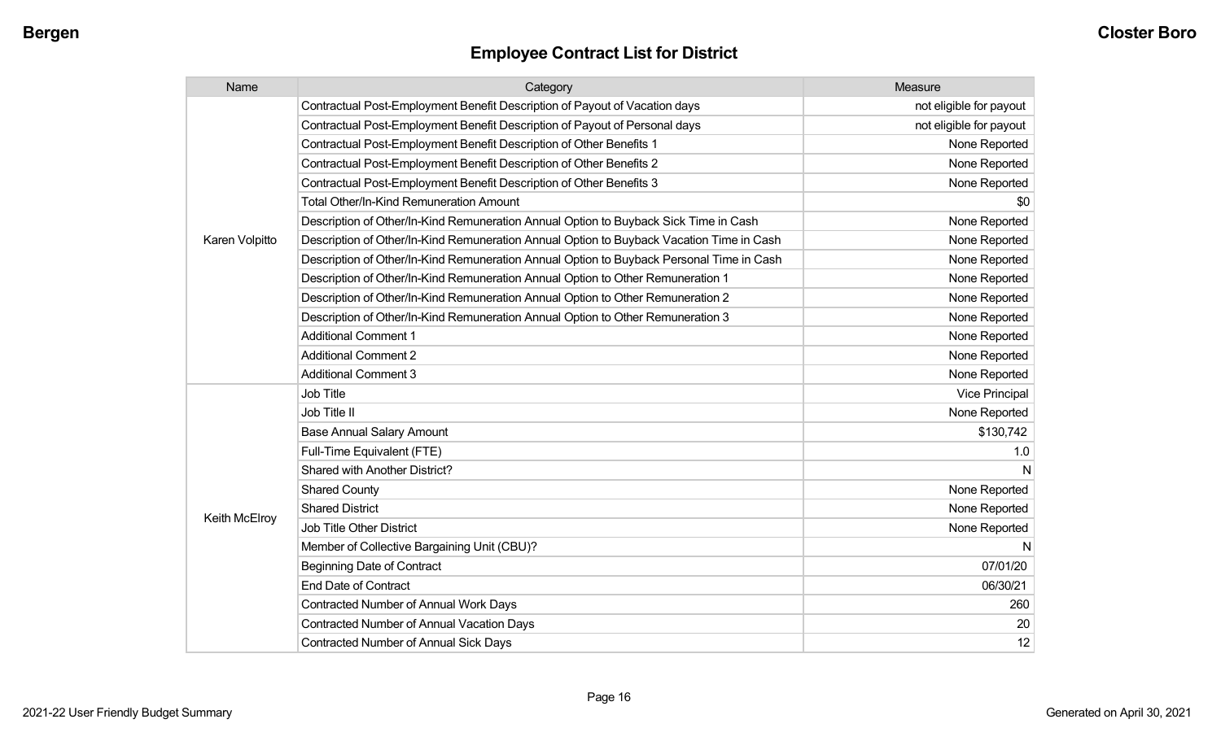## Employee Contract List for District

| Name | Category | Measure |
|---|---|---|
| Karen Volpitto | Contractual Post-Employment Benefit Description of Payout of Vacation days | not eligible for payout |
| | Contractual Post-Employment Benefit Description of Payout of Personal days | not eligible for payout |
| | Contractual Post-Employment Benefit Description of Other Benefits 1 | None Reported |
| | Contractual Post-Employment Benefit Description of Other Benefits 2 | None Reported |
| | Contractual Post-Employment Benefit Description of Other Benefits 3 | None Reported |
| | Total Other/In-Kind Remuneration Amount | $0 |
| | Description of Other/In-Kind Remuneration Annual Option to Buyback Sick Time in Cash | None Reported |
| | Description of Other/In-Kind Remuneration Annual Option to Buyback Vacation Time in Cash | None Reported |
| | Description of Other/In-Kind Remuneration Annual Option to Buyback Personal Time in Cash | None Reported |
| | Description of Other/In-Kind Remuneration Annual Option to Other Remuneration 1 | None Reported |
| | Description of Other/In-Kind Remuneration Annual Option to Other Remuneration 2 | None Reported |
| | Description of Other/In-Kind Remuneration Annual Option to Other Remuneration 3 | None Reported |
| | Additional Comment 1 | None Reported |
| | Additional Comment 2 | None Reported |
| | Additional Comment 3 | None Reported |
| Keith McElroy | Job Title | Vice Principal |
| | Job Title II | None Reported |
| | Base Annual Salary Amount | $130,742 |
| | Full-Time Equivalent (FTE) | 1.0 |
| | Shared with Another District? | N |
| | Shared County | None Reported |
| | Shared District | None Reported |
| | Job Title Other District | None Reported |
| | Member of Collective Bargaining Unit (CBU)? | N |
| | Beginning Date of Contract | 07/01/20 |
| | End Date of Contract | 06/30/21 |
| | Contracted Number of Annual Work Days | 260 |
| | Contracted Number of Annual Vacation Days | 20 |
| | Contracted Number of Annual Sick Days | 12 |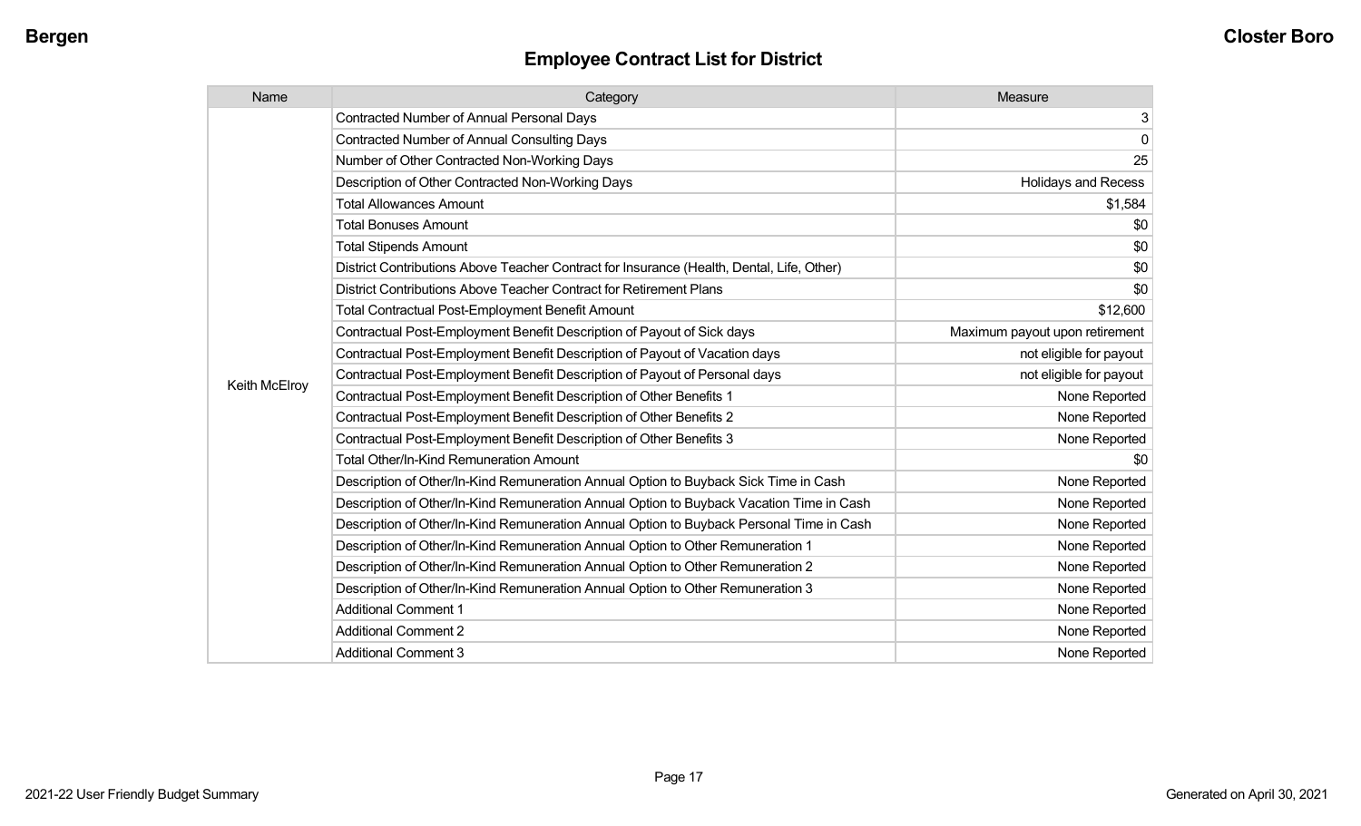## Employee Contract List for District

| Name | Category | Measure |
|---|---|---|
| Keith McElroy | Contracted Number of Annual Personal Days | 3 |
| | Contracted Number of Annual Consulting Days | 0 |
| | Number of Other Contracted Non-Working Days | 25 |
| | Description of Other Contracted Non-Working Days | Holidays and Recess |
| | Total Allowances Amount | $1,584 |
| | Total Bonuses Amount | $0 |
| | Total Stipends Amount | $0 |
| | District Contributions Above Teacher Contract for Insurance (Health, Dental, Life, Other) | $0 |
| | District Contributions Above Teacher Contract for Retirement Plans | $0 |
| | Total Contractual Post-Employment Benefit Amount | $12,600 |
| | Contractual Post-Employment Benefit Description of Payout of Sick days | Maximum payout upon retirement |
| | Contractual Post-Employment Benefit Description of Payout of Vacation days | not eligible for payout |
| | Contractual Post-Employment Benefit Description of Payout of Personal days | not eligible for payout |
| | Contractual Post-Employment Benefit Description of Other Benefits 1 | None Reported |
| | Contractual Post-Employment Benefit Description of Other Benefits 2 | None Reported |
| | Contractual Post-Employment Benefit Description of Other Benefits 3 | None Reported |
| | Total Other/In-Kind Remuneration Amount | $0 |
| | Description of Other/In-Kind Remuneration Annual Option to Buyback Sick Time in Cash | None Reported |
| | Description of Other/In-Kind Remuneration Annual Option to Buyback Vacation Time in Cash | None Reported |
| | Description of Other/In-Kind Remuneration Annual Option to Buyback Personal Time in Cash | None Reported |
| | Description of Other/In-Kind Remuneration Annual Option to Other Remuneration 1 | None Reported |
| | Description of Other/In-Kind Remuneration Annual Option to Other Remuneration 2 | None Reported |
| | Description of Other/In-Kind Remuneration Annual Option to Other Remuneration 3 | None Reported |
| | Additional Comment 1 | None Reported |
| | Additional Comment 2 | None Reported |
| | Additional Comment 3 | None Reported |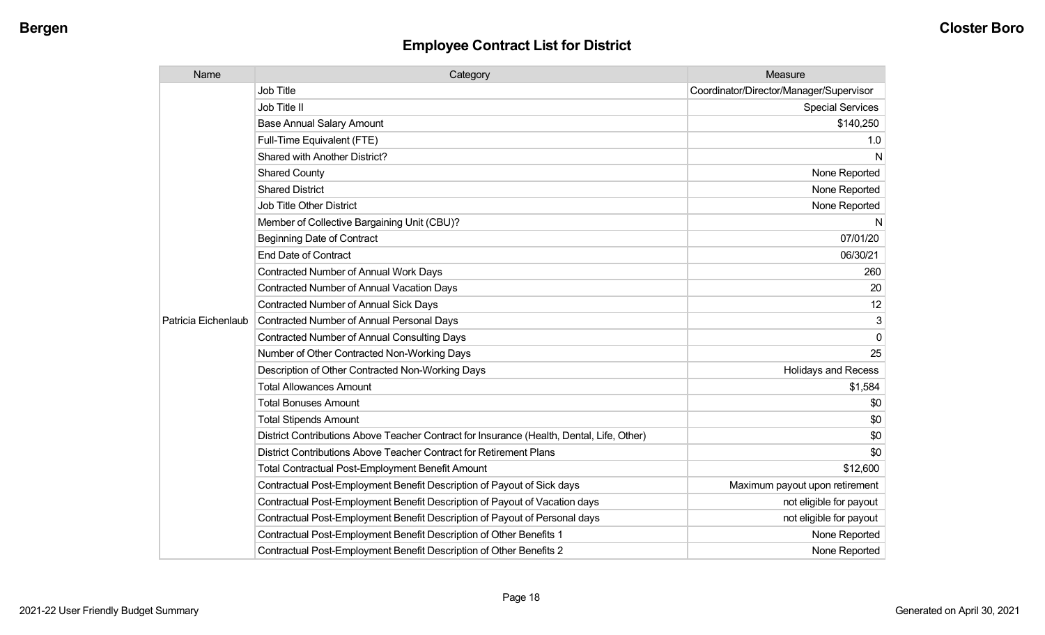## Employee Contract List for District

| Name | Category | Measure |
|---|---|---|
| Patricia Eichenlaub | Job Title | Coordinator/Director/Manager/Supervisor |
| | Job Title II | Special Services |
| | Base Annual Salary Amount | $140,250 |
| | Full-Time Equivalent (FTE) | 1.0 |
| | Shared with Another District? | N |
| | Shared County | None Reported |
| | Shared District | None Reported |
| | Job Title Other District | None Reported |
| | Member of Collective Bargaining Unit (CBU)? | N |
| | Beginning Date of Contract | 07/01/20 |
| | End Date of Contract | 06/30/21 |
| | Contracted Number of Annual Work Days | 260 |
| | Contracted Number of Annual Vacation Days | 20 |
| | Contracted Number of Annual Sick Days | 12 |
| | Contracted Number of Annual Personal Days | 3 |
| | Contracted Number of Annual Consulting Days | 0 |
| | Number of Other Contracted Non-Working Days | 25 |
| | Description of Other Contracted Non-Working Days | Holidays and Recess |
| | Total Allowances Amount | $1,584 |
| | Total Bonuses Amount | $0 |
| | Total Stipends Amount | $0 |
| | District Contributions Above Teacher Contract for Insurance (Health, Dental, Life, Other) | $0 |
| | District Contributions Above Teacher Contract for Retirement Plans | $0 |
| | Total Contractual Post-Employment Benefit Amount | $12,600 |
| | Contractual Post-Employment Benefit Description of Payout of Sick days | Maximum payout upon retirement |
| | Contractual Post-Employment Benefit Description of Payout of Vacation days | not eligible for payout |
| | Contractual Post-Employment Benefit Description of Payout of Personal days | not eligible for payout |
| | Contractual Post-Employment Benefit Description of Other Benefits 1 | None Reported |
| | Contractual Post-Employment Benefit Description of Other Benefits 2 | None Reported |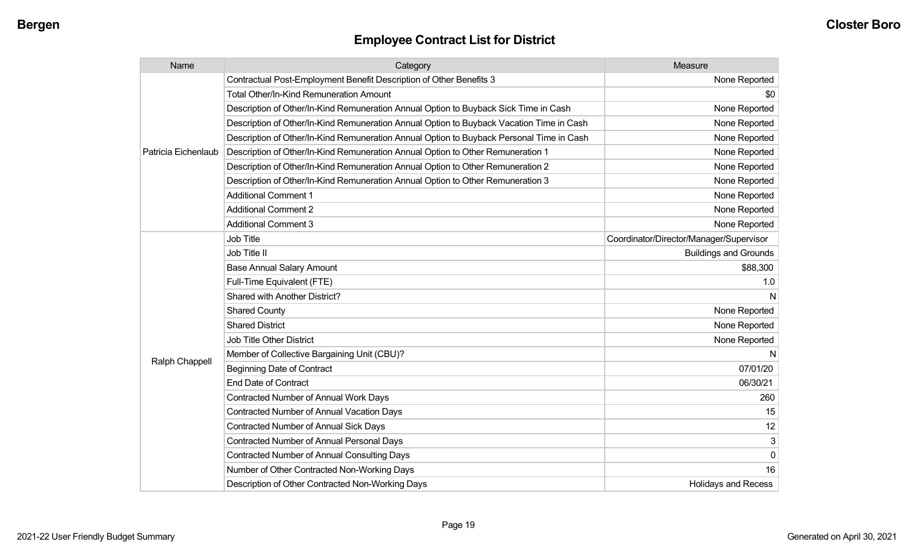## Employee Contract List for District

| Name | Category | Measure |
|---|---|---|
| Patricia Eichenlaub | Contractual Post-Employment Benefit Description of Other Benefits 3 | None Reported |
| | Total Other/In-Kind Remuneration Amount | $0 |
| | Description of Other/In-Kind Remuneration Annual Option to Buyback Sick Time in Cash | None Reported |
| | Description of Other/In-Kind Remuneration Annual Option to Buyback Vacation Time in Cash | None Reported |
| | Description of Other/In-Kind Remuneration Annual Option to Buyback Personal Time in Cash | None Reported |
| | Description of Other/In-Kind Remuneration Annual Option to Other Remuneration 1 | None Reported |
| | Description of Other/In-Kind Remuneration Annual Option to Other Remuneration 2 | None Reported |
| | Description of Other/In-Kind Remuneration Annual Option to Other Remuneration 3 | None Reported |
| | Additional Comment 1 | None Reported |
| | Additional Comment 2 | None Reported |
| | Additional Comment 3 | None Reported |
| Ralph Chappell | Job Title | Coordinator/Director/Manager/Supervisor |
| | Job Title II | Buildings and Grounds |
| | Base Annual Salary Amount | $88,300 |
| | Full-Time Equivalent (FTE) | 1.0 |
| | Shared with Another District? | N |
| | Shared County | None Reported |
| | Shared District | None Reported |
| | Job Title Other District | None Reported |
| | Member of Collective Bargaining Unit (CBU)? | N |
| | Beginning Date of Contract | 07/01/20 |
| | End Date of Contract | 06/30/21 |
| | Contracted Number of Annual Work Days | 260 |
| | Contracted Number of Annual Vacation Days | 15 |
| | Contracted Number of Annual Sick Days | 12 |
| | Contracted Number of Annual Personal Days | 3 |
| | Contracted Number of Annual Consulting Days | 0 |
| | Number of Other Contracted Non-Working Days | 16 |
| | Description of Other Contracted Non-Working Days | Holidays and Recess |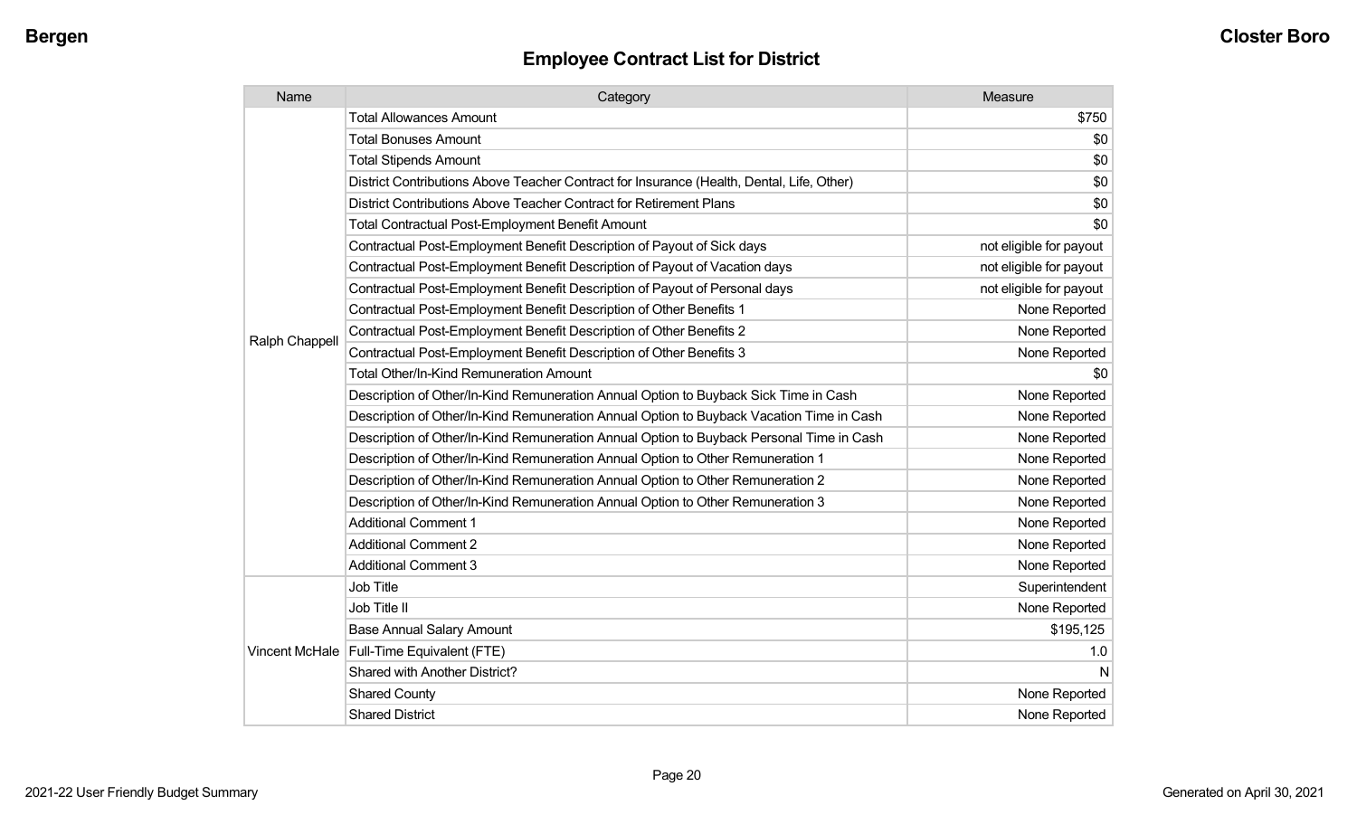## Employee Contract List for District

| Name | Category | Measure |
|---|---|---|
| Ralph Chappell | Total Allowances Amount | $750 |
| | Total Bonuses Amount | $0 |
| | Total Stipends Amount | $0 |
| | District Contributions Above Teacher Contract for Insurance (Health, Dental, Life, Other) | $0 |
| | District Contributions Above Teacher Contract for Retirement Plans | $0 |
| | Total Contractual Post-Employment Benefit Amount | $0 |
| | Contractual Post-Employment Benefit Description of Payout of Sick days | not eligible for payout |
| | Contractual Post-Employment Benefit Description of Payout of Vacation days | not eligible for payout |
| | Contractual Post-Employment Benefit Description of Payout of Personal days | not eligible for payout |
| | Contractual Post-Employment Benefit Description of Other Benefits 1 | None Reported |
| | Contractual Post-Employment Benefit Description of Other Benefits 2 | None Reported |
| | Contractual Post-Employment Benefit Description of Other Benefits 3 | None Reported |
| | Total Other/In-Kind Remuneration Amount | $0 |
| | Description of Other/In-Kind Remuneration Annual Option to Buyback Sick Time in Cash | None Reported |
| | Description of Other/In-Kind Remuneration Annual Option to Buyback Vacation Time in Cash | None Reported |
| | Description of Other/In-Kind Remuneration Annual Option to Buyback Personal Time in Cash | None Reported |
| | Description of Other/In-Kind Remuneration Annual Option to Other Remuneration 1 | None Reported |
| | Description of Other/In-Kind Remuneration Annual Option to Other Remuneration 2 | None Reported |
| | Description of Other/In-Kind Remuneration Annual Option to Other Remuneration 3 | None Reported |
| | Additional Comment 1 | None Reported |
| | Additional Comment 2 | None Reported |
| | Additional Comment 3 | None Reported |
| Vincent McHale | Job Title | Superintendent |
| | Job Title II | None Reported |
| | Base Annual Salary Amount | $195,125 |
| | Full-Time Equivalent (FTE) | 1.0 |
| | Shared with Another District? | N |
| | Shared County | None Reported |
| | Shared District | None Reported |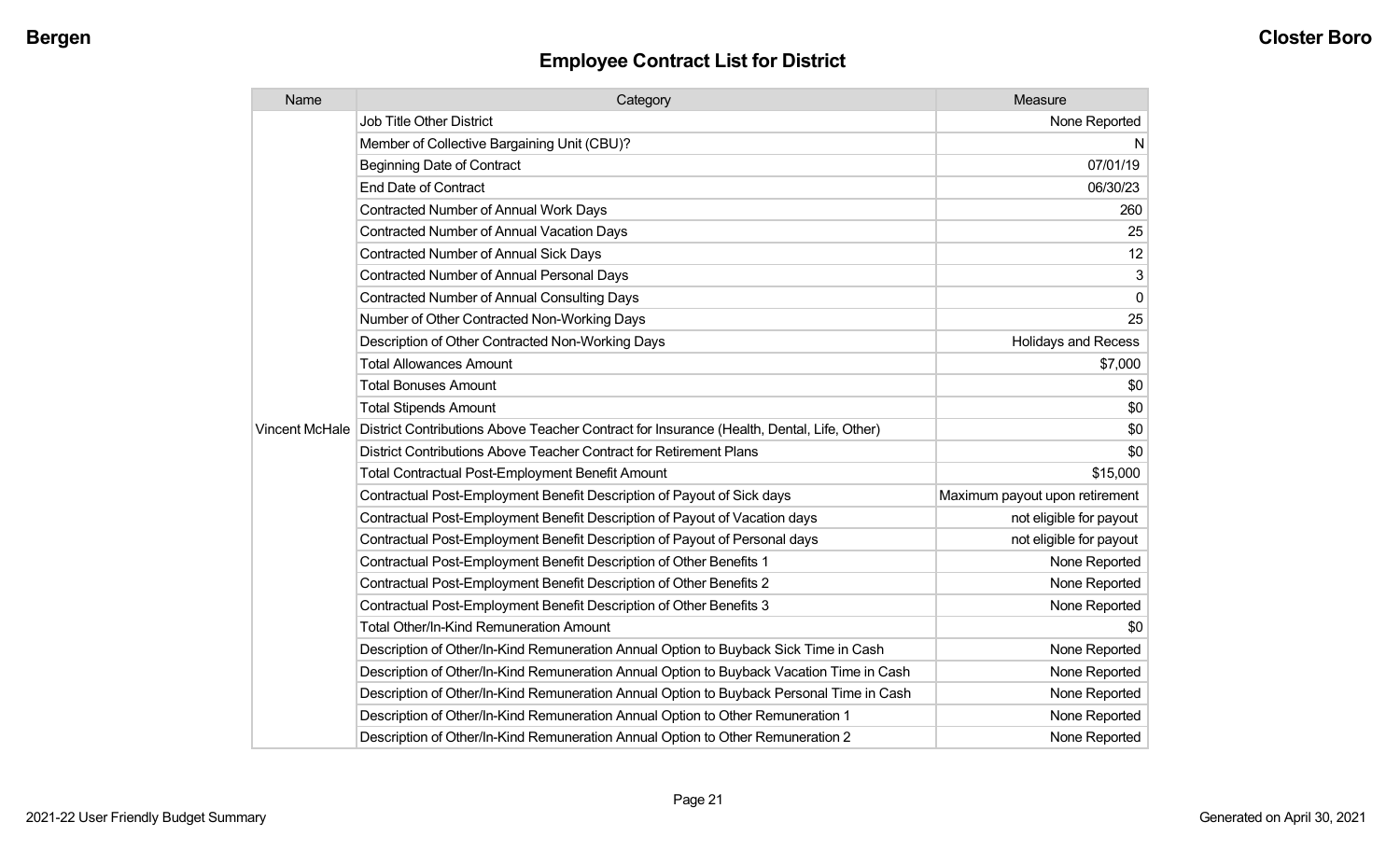## Employee Contract List for District

| Name | Category | Measure |
| --- | --- | --- |
| Vincent McHale | Job Title Other District | None Reported |
| | Member of Collective Bargaining Unit (CBU)? | N |
| | Beginning Date of Contract | 07/01/19 |
| | End Date of Contract | 06/30/23 |
| | Contracted Number of Annual Work Days | 260 |
| | Contracted Number of Annual Vacation Days | 25 |
| | Contracted Number of Annual Sick Days | 12 |
| | Contracted Number of Annual Personal Days | 3 |
| | Contracted Number of Annual Consulting Days | 0 |
| | Number of Other Contracted Non-Working Days | 25 |
| | Description of Other Contracted Non-Working Days | Holidays and Recess |
| | Total Allowances Amount | $7,000 |
| | Total Bonuses Amount | $0 |
| | Total Stipends Amount | $0 |
| | District Contributions Above Teacher Contract for Insurance (Health, Dental, Life, Other) | $0 |
| | District Contributions Above Teacher Contract for Retirement Plans | $0 |
| | Total Contractual Post-Employment Benefit Amount | $15,000 |
| | Contractual Post-Employment Benefit Description of Payout of Sick days | Maximum payout upon retirement |
| | Contractual Post-Employment Benefit Description of Payout of Vacation days | not eligible for payout |
| | Contractual Post-Employment Benefit Description of Payout of Personal days | not eligible for payout |
| | Contractual Post-Employment Benefit Description of Other Benefits 1 | None Reported |
| | Contractual Post-Employment Benefit Description of Other Benefits 2 | None Reported |
| | Contractual Post-Employment Benefit Description of Other Benefits 3 | None Reported |
| | Total Other/In-Kind Remuneration Amount | $0 |
| | Description of Other/In-Kind Remuneration Annual Option to Buyback Sick Time in Cash | None Reported |
| | Description of Other/In-Kind Remuneration Annual Option to Buyback Vacation Time in Cash | None Reported |
| | Description of Other/In-Kind Remuneration Annual Option to Buyback Personal Time in Cash | None Reported |
| | Description of Other/In-Kind Remuneration Annual Option to Other Remuneration 1 | None Reported |
| | Description of Other/In-Kind Remuneration Annual Option to Other Remuneration 2 | None Reported |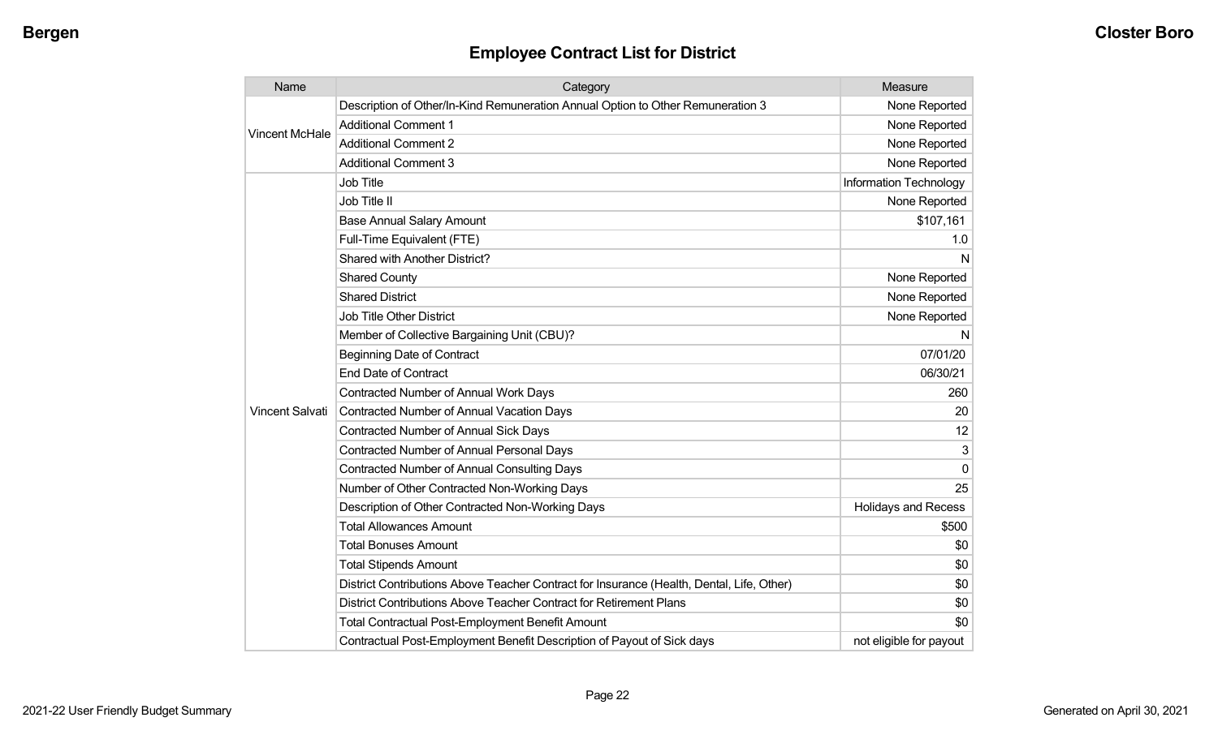## Employee Contract List for District

| Name | Category | Measure |
| --- | --- | --- |
| Vincent McHale | Description of Other/In-Kind Remuneration Annual Option to Other Remuneration 3 | None Reported |
| | Additional Comment 1 | None Reported |
| | Additional Comment 2 | None Reported |
| | Additional Comment 3 | None Reported |
| Vincent Salvati | Job Title | Information Technology |
| | Job Title II | None Reported |
| | Base Annual Salary Amount | $107,161 |
| | Full-Time Equivalent (FTE) | 1.0 |
| | Shared with Another District? | N |
| | Shared County | None Reported |
| | Shared District | None Reported |
| | Job Title Other District | None Reported |
| | Member of Collective Bargaining Unit (CBU)? | N |
| | Beginning Date of Contract | 07/01/20 |
| | End Date of Contract | 06/30/21 |
| | Contracted Number of Annual Work Days | 260 |
| | Contracted Number of Annual Vacation Days | 20 |
| | Contracted Number of Annual Sick Days | 12 |
| | Contracted Number of Annual Personal Days | 3 |
| | Contracted Number of Annual Consulting Days | 0 |
| | Number of Other Contracted Non-Working Days | 25 |
| | Description of Other Contracted Non-Working Days | Holidays and Recess |
| | Total Allowances Amount | $500 |
| | Total Bonuses Amount | $0 |
| | Total Stipends Amount | $0 |
| | District Contributions Above Teacher Contract for Insurance (Health, Dental, Life, Other) | $0 |
| | District Contributions Above Teacher Contract for Retirement Plans | $0 |
| | Total Contractual Post-Employment Benefit Amount | $0 |
| | Contractual Post-Employment Benefit Description of Payout of Sick days | not eligible for payout |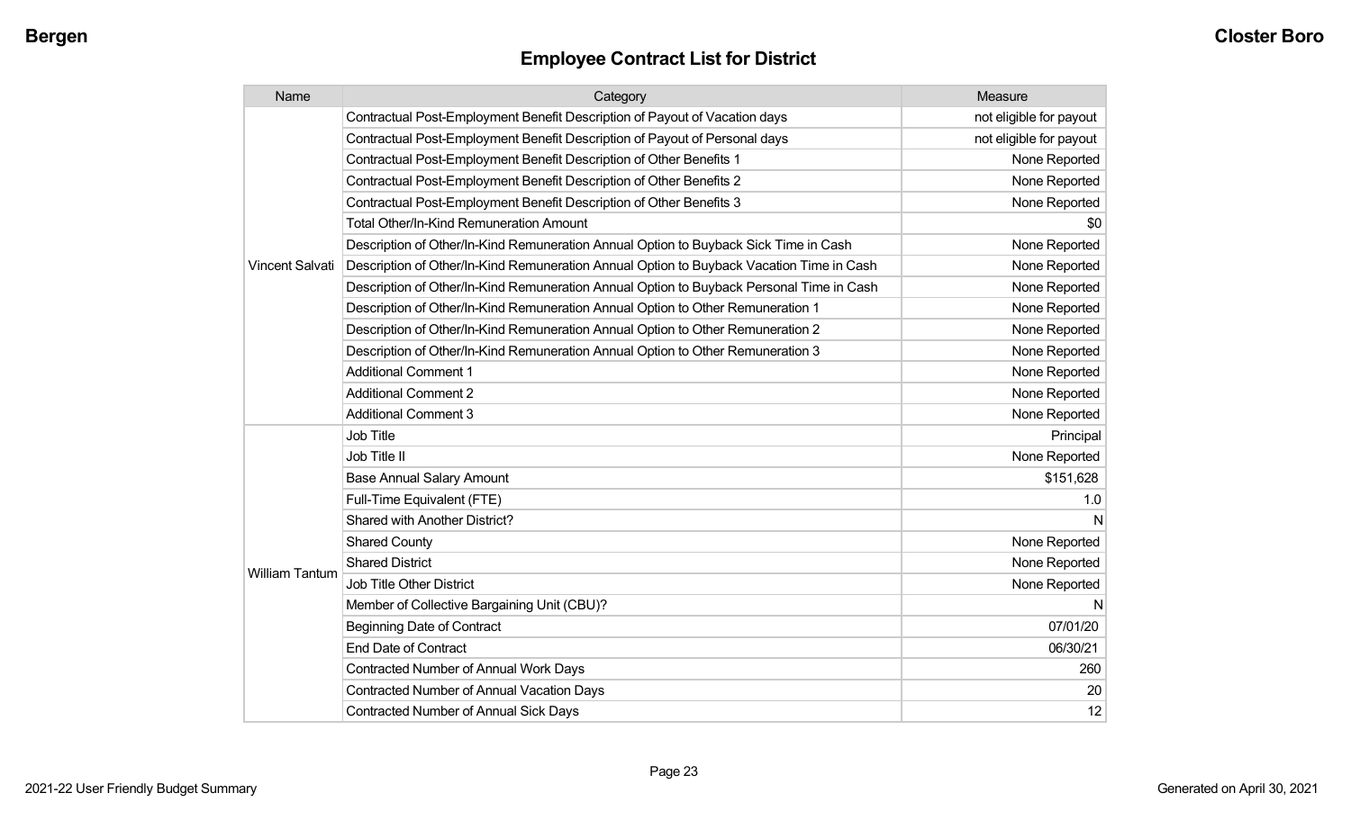## Employee Contract List for District

| Name | Category | Measure |
|---|---|---|
| Vincent Salvati | Contractual Post-Employment Benefit Description of Payout of Vacation days | not eligible for payout |
| | Contractual Post-Employment Benefit Description of Payout of Personal days | not eligible for payout |
| | Contractual Post-Employment Benefit Description of Other Benefits 1 | None Reported |
| | Contractual Post-Employment Benefit Description of Other Benefits 2 | None Reported |
| | Contractual Post-Employment Benefit Description of Other Benefits 3 | None Reported |
| | Total Other/In-Kind Remuneration Amount | $0 |
| | Description of Other/In-Kind Remuneration Annual Option to Buyback Sick Time in Cash | None Reported |
| | Description of Other/In-Kind Remuneration Annual Option to Buyback Vacation Time in Cash | None Reported |
| | Description of Other/In-Kind Remuneration Annual Option to Buyback Personal Time in Cash | None Reported |
| | Description of Other/In-Kind Remuneration Annual Option to Other Remuneration 1 | None Reported |
| | Description of Other/In-Kind Remuneration Annual Option to Other Remuneration 2 | None Reported |
| | Description of Other/In-Kind Remuneration Annual Option to Other Remuneration 3 | None Reported |
| | Additional Comment 1 | None Reported |
| | Additional Comment 2 | None Reported |
| | Additional Comment 3 | None Reported |
| William Tantum | Job Title | Principal |
| | Job Title II | None Reported |
| | Base Annual Salary Amount | $151,628 |
| | Full-Time Equivalent (FTE) | 1.0 |
| | Shared with Another District? | N |
| | Shared County | None Reported |
| | Shared District | None Reported |
| | Job Title Other District | None Reported |
| | Member of Collective Bargaining Unit (CBU)? | N |
| | Beginning Date of Contract | 07/01/20 |
| | End Date of Contract | 06/30/21 |
| | Contracted Number of Annual Work Days | 260 |
| | Contracted Number of Annual Vacation Days | 20 |
| | Contracted Number of Annual Sick Days | 12 |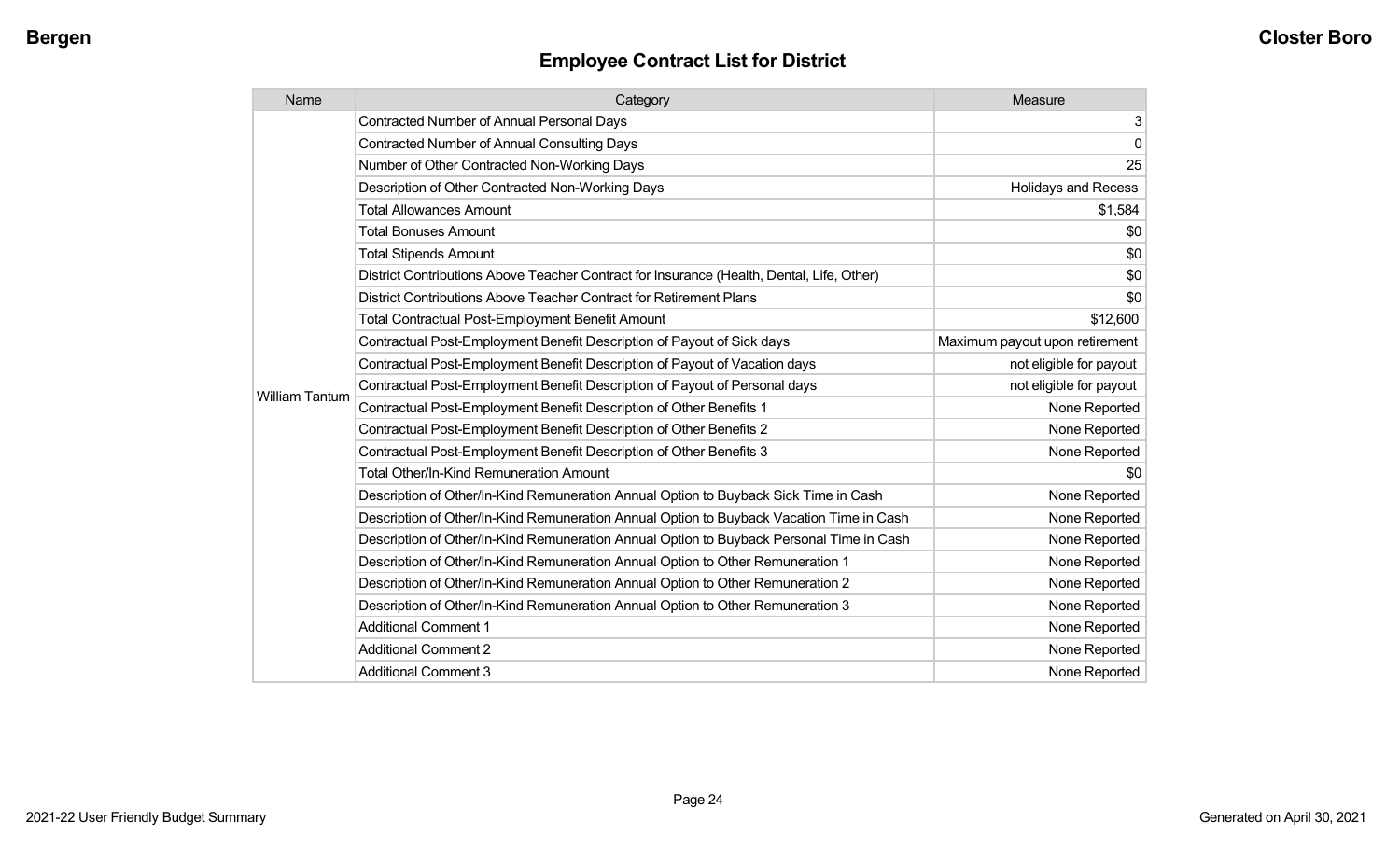## Employee Contract List for District

| Name | Category | Measure |
|---|---|---|
| William Tantum | Contracted Number of Annual Personal Days | 3 |
| | Contracted Number of Annual Consulting Days | 0 |
| | Number of Other Contracted Non-Working Days | 25 |
| | Description of Other Contracted Non-Working Days | Holidays and Recess |
| | Total Allowances Amount | $1,584 |
| | Total Bonuses Amount | $0 |
| | Total Stipends Amount | $0 |
| | District Contributions Above Teacher Contract for Insurance (Health, Dental, Life, Other) | $0 |
| | District Contributions Above Teacher Contract for Retirement Plans | $0 |
| | Total Contractual Post-Employment Benefit Amount | $12,600 |
| | Contractual Post-Employment Benefit Description of Payout of Sick days | Maximum payout upon retirement |
| | Contractual Post-Employment Benefit Description of Payout of Vacation days | not eligible for payout |
| | Contractual Post-Employment Benefit Description of Payout of Personal days | not eligible for payout |
| | Contractual Post-Employment Benefit Description of Other Benefits 1 | None Reported |
| | Contractual Post-Employment Benefit Description of Other Benefits 2 | None Reported |
| | Contractual Post-Employment Benefit Description of Other Benefits 3 | None Reported |
| | Total Other/In-Kind Remuneration Amount | $0 |
| | Description of Other/In-Kind Remuneration Annual Option to Buyback Sick Time in Cash | None Reported |
| | Description of Other/In-Kind Remuneration Annual Option to Buyback Vacation Time in Cash | None Reported |
| | Description of Other/In-Kind Remuneration Annual Option to Buyback Personal Time in Cash | None Reported |
| | Description of Other/In-Kind Remuneration Annual Option to Other Remuneration 1 | None Reported |
| | Description of Other/In-Kind Remuneration Annual Option to Other Remuneration 2 | None Reported |
| | Description of Other/In-Kind Remuneration Annual Option to Other Remuneration 3 | None Reported |
| | Additional Comment 1 | None Reported |
| | Additional Comment 2 | None Reported |
| | Additional Comment 3 | None Reported |